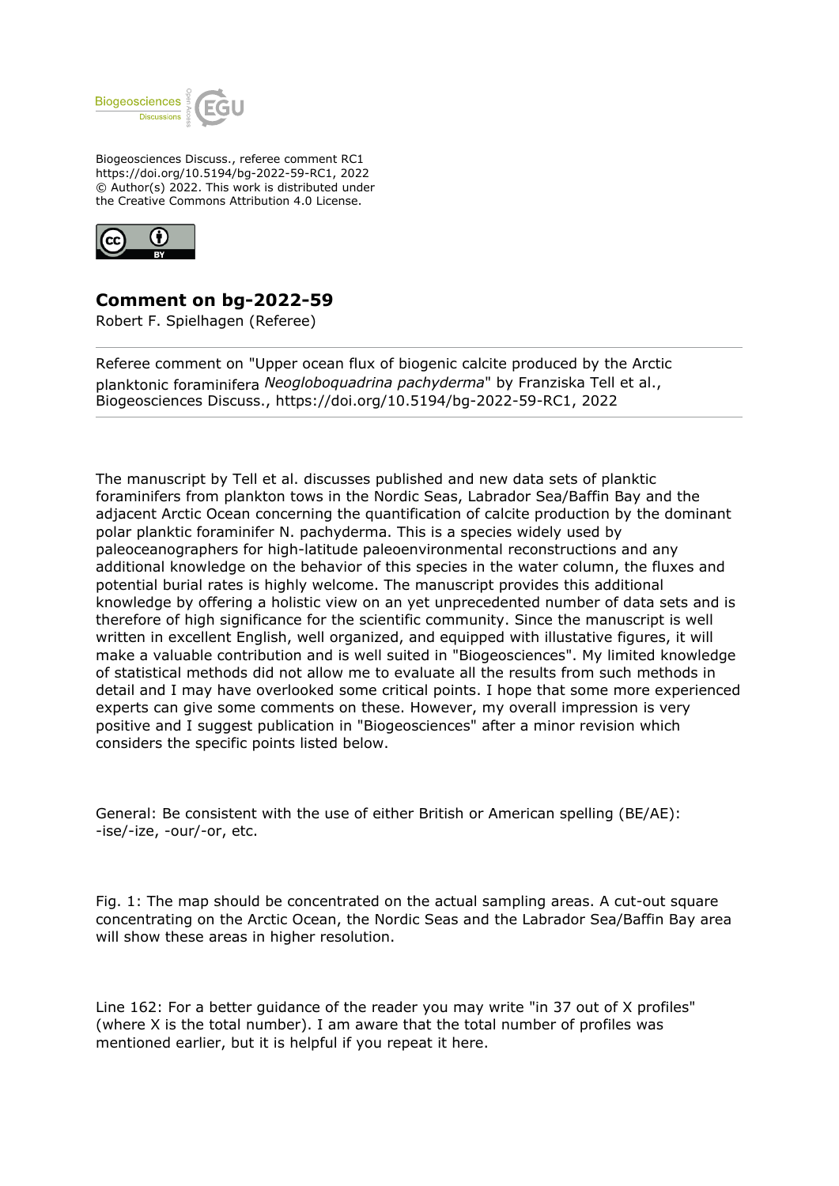Biogeosciences Discuss., referee comment RC1
https://doi.org/10.5194/bg-2022-59-RC1, 2022
© Author(s) 2022. This work is distributed under
the Creative Commons Attribution 4.0 License.

# Comment on bg-2022-59

Robert F. Spielhagen (Referee)

Referee comment on "Upper ocean flux of biogenic calcite produced by the Arctic planktonic foraminifera *Neogloboquadrina pachyderma*" by Franziska Tell et al., Biogeosciences Discuss., https://doi.org/10.5194/bg-2022-59-RC1, 2022

The manuscript by Tell et al. discusses published and new data sets of planktic foraminifers from plankton tows in the Nordic Seas, Labrador Sea/Baffin Bay and the adjacent Arctic Ocean concerning the quantification of calcite production by the dominant polar planktic foraminifer N. pachyderma. This is a species widely used by paleoceanographers for high-latitude paleoenvironmental reconstructions and any additional knowledge on the behavior of this species in the water column, the fluxes and potential burial rates is highly welcome. The manuscript provides this additional knowledge by offering a holistic view on an yet unprecedented number of data sets and is therefore of high significance for the scientific community. Since the manuscript is well written in excellent English, well organized, and equipped with illustrative figures, it will make a valuable contribution and is well suited in "Biogeosciences". My limited knowledge of statistical methods did not allow me to evaluate all the results from such methods in detail and I may have overlooked some critical points. I hope that some more experienced experts can give some comments on these. However, my overall impression is very positive and I suggest publication in "Biogeosciences" after a minor revision which considers the specific points listed below.

General: Be consistent with the use of either British or American spelling (BE/AE): -ise/-ize, -our/-or, etc.

Fig. 1: The map should be concentrated on the actual sampling areas. A cut-out square concentrating on the Arctic Ocean, the Nordic Seas and the Labrador Sea/Baffin Bay area will show these areas in higher resolution.

Line 162: For a better guidance of the reader you may write "in 37 out of X profiles" (where X is the total number). I am aware that the total number of profiles was mentioned earlier, but it is helpful if you repeat it here.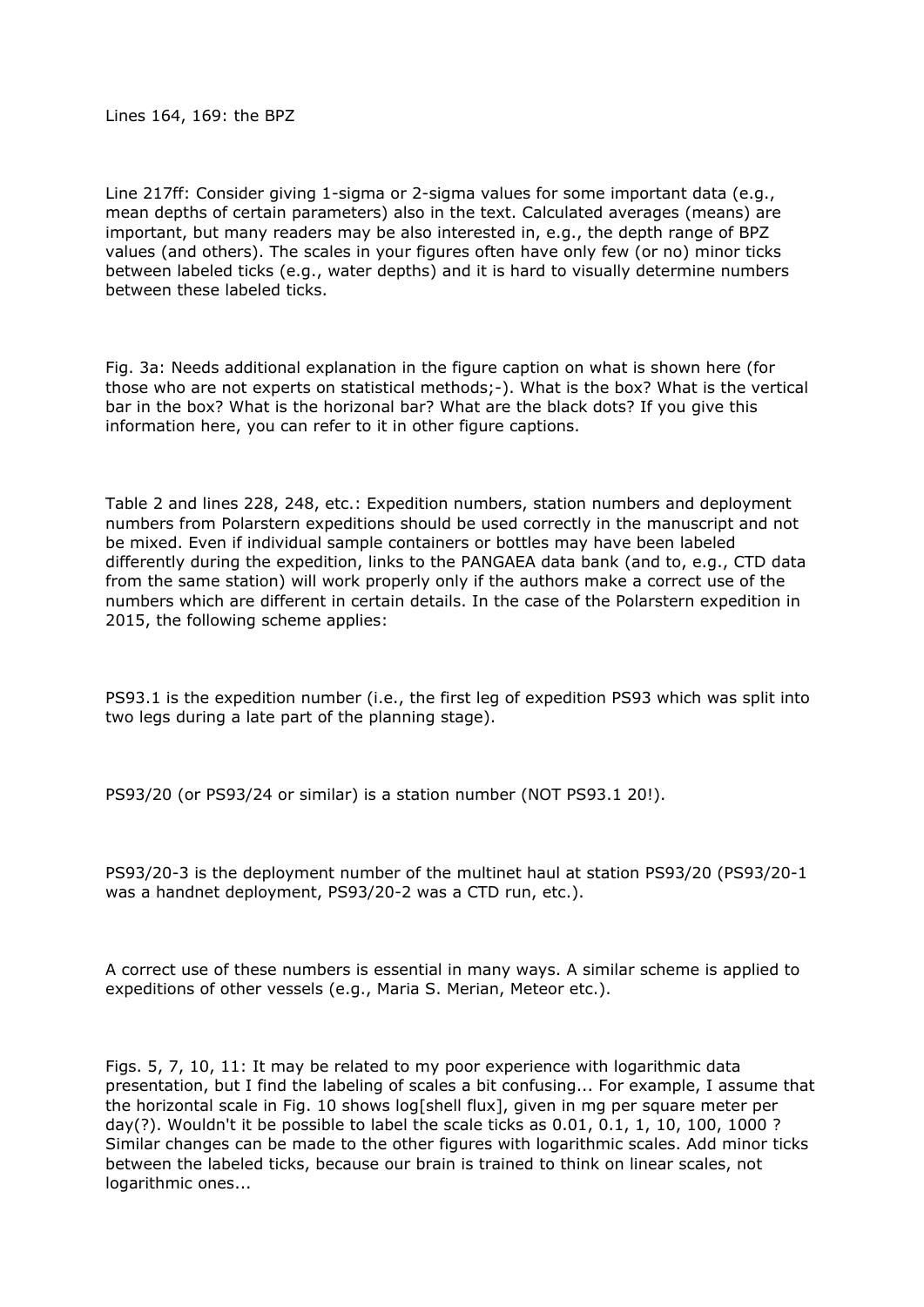Lines 164, 169: the BPZ

Line 217ff: Consider giving 1-sigma or 2-sigma values for some important data (e.g., mean depths of certain parameters) also in the text. Calculated averages (means) are important, but many readers may be also interested in, e.g., the depth range of BPZ values (and others). The scales in your figures often have only few (or no) minor ticks between labeled ticks (e.g., water depths) and it is hard to visually determine numbers between these labeled ticks.

Fig. 3a: Needs additional explanation in the figure caption on what is shown here (for those who are not experts on statistical methods;-). What is the box? What is the vertical bar in the box? What is the horizonal bar? What are the black dots? If you give this information here, you can refer to it in other figure captions.

Table 2 and lines 228, 248, etc.: Expedition numbers, station numbers and deployment numbers from Polarstern expeditions should be used correctly in the manuscript and not be mixed. Even if individual sample containers or bottles may have been labeled differently during the expedition, links to the PANGAEA data bank (and to, e.g., CTD data from the same station) will work properly only if the authors make a correct use of the numbers which are different in certain details. In the case of the Polarstern expedition in 2015, the following scheme applies:

PS93.1 is the expedition number (i.e., the first leg of expedition PS93 which was split into two legs during a late part of the planning stage).

PS93/20 (or PS93/24 or similar) is a station number (NOT PS93.1 20!).

PS93/20-3 is the deployment number of the multinet haul at station PS93/20 (PS93/20-1 was a handnet deployment, PS93/20-2 was a CTD run, etc.).

A correct use of these numbers is essential in many ways. A similar scheme is applied to expeditions of other vessels (e.g., Maria S. Merian, Meteor etc.).

Figs. 5, 7, 10, 11: It may be related to my poor experience with logarithmic data presentation, but I find the labeling of scales a bit confusing... For example, I assume that the horizontal scale in Fig. 10 shows log[shell flux], given in mg per square meter per day(?). Wouldn't it be possible to label the scale ticks as 0.01, 0.1, 1, 10, 100, 1000 ? Similar changes can be made to the other figures with logarithmic scales. Add minor ticks between the labeled ticks, because our brain is trained to think on linear scales, not logarithmic ones...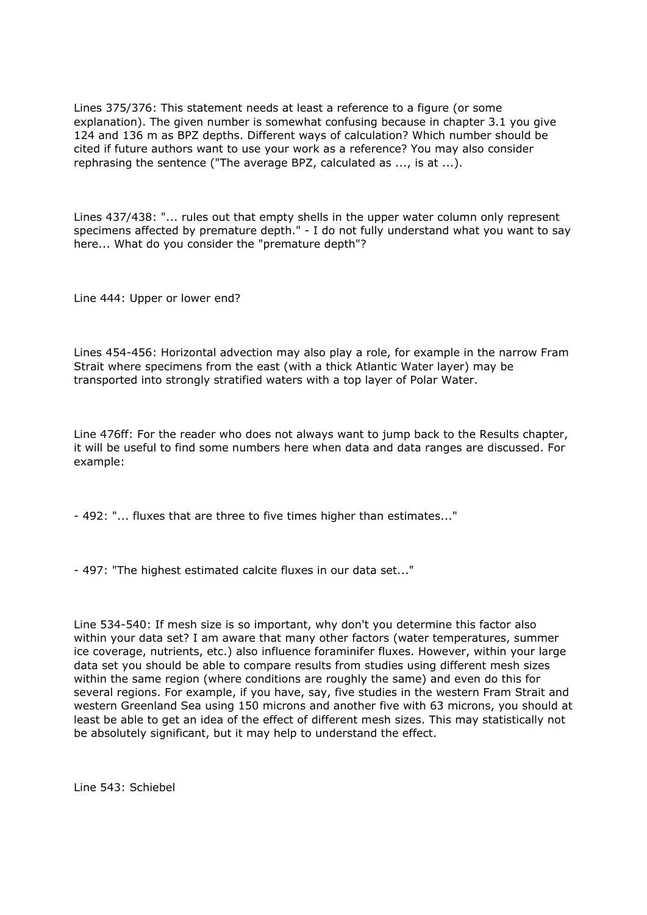Lines 375/376: This statement needs at least a reference to a figure (or some explanation). The given number is somewhat confusing because in chapter 3.1 you give 124 and 136 m as BPZ depths. Different ways of calculation? Which number should be cited if future authors want to use your work as a reference? You may also consider rephrasing the sentence ("The average BPZ, calculated as ..., is at ...).

Lines 437/438: "... rules out that empty shells in the upper water column only represent specimens affected by premature depth." - I do not fully understand what you want to say here... What do you consider the "premature depth"?

Line 444: Upper or lower end?

Lines 454-456: Horizontal advection may also play a role, for example in the narrow Fram Strait where specimens from the east (with a thick Atlantic Water layer) may be transported into strongly stratified waters with a top layer of Polar Water.

Line 476ff: For the reader who does not always want to jump back to the Results chapter, it will be useful to find some numbers here when data and data ranges are discussed. For example:

- 492: "... fluxes that are three to five times higher than estimates..."

- 497: "The highest estimated calcite fluxes in our data set..."

Line 534-540: If mesh size is so important, why don't you determine this factor also within your data set? I am aware that many other factors (water temperatures, summer ice coverage, nutrients, etc.) also influence foraminifer fluxes. However, within your large data set you should be able to compare results from studies using different mesh sizes within the same region (where conditions are roughly the same) and even do this for several regions. For example, if you have, say, five studies in the western Fram Strait and western Greenland Sea using 150 microns and another five with 63 microns, you should at least be able to get an idea of the effect of different mesh sizes. This may statistically not be absolutely significant, but it may help to understand the effect.

Line 543: Schiebel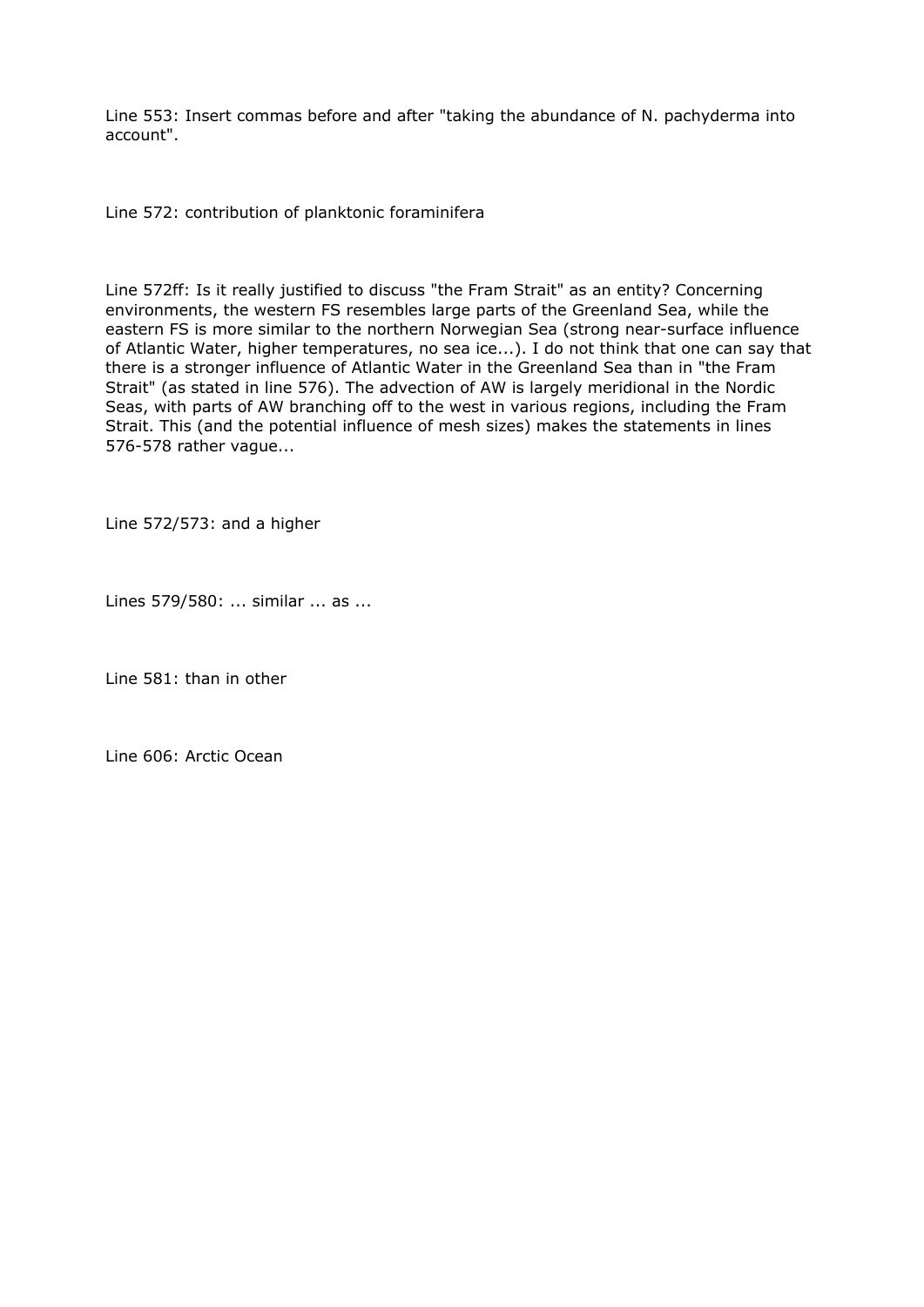Line 553: Insert commas before and after "taking the abundance of N. pachyderma into account".

Line 572: contribution of planktonic foraminifera

Line 572ff: Is it really justified to discuss "the Fram Strait" as an entity? Concerning environments, the western FS resembles large parts of the Greenland Sea, while the eastern FS is more similar to the northern Norwegian Sea (strong near-surface influence of Atlantic Water, higher temperatures, no sea ice...). I do not think that one can say that there is a stronger influence of Atlantic Water in the Greenland Sea than in "the Fram Strait" (as stated in line 576). The advection of AW is largely meridional in the Nordic Seas, with parts of AW branching off to the west in various regions, including the Fram Strait. This (and the potential influence of mesh sizes) makes the statements in lines 576-578 rather vague...

Line 572/573: and a higher

Lines 579/580: ... similar ... as ...

Line 581: than in other

Line 606: Arctic Ocean